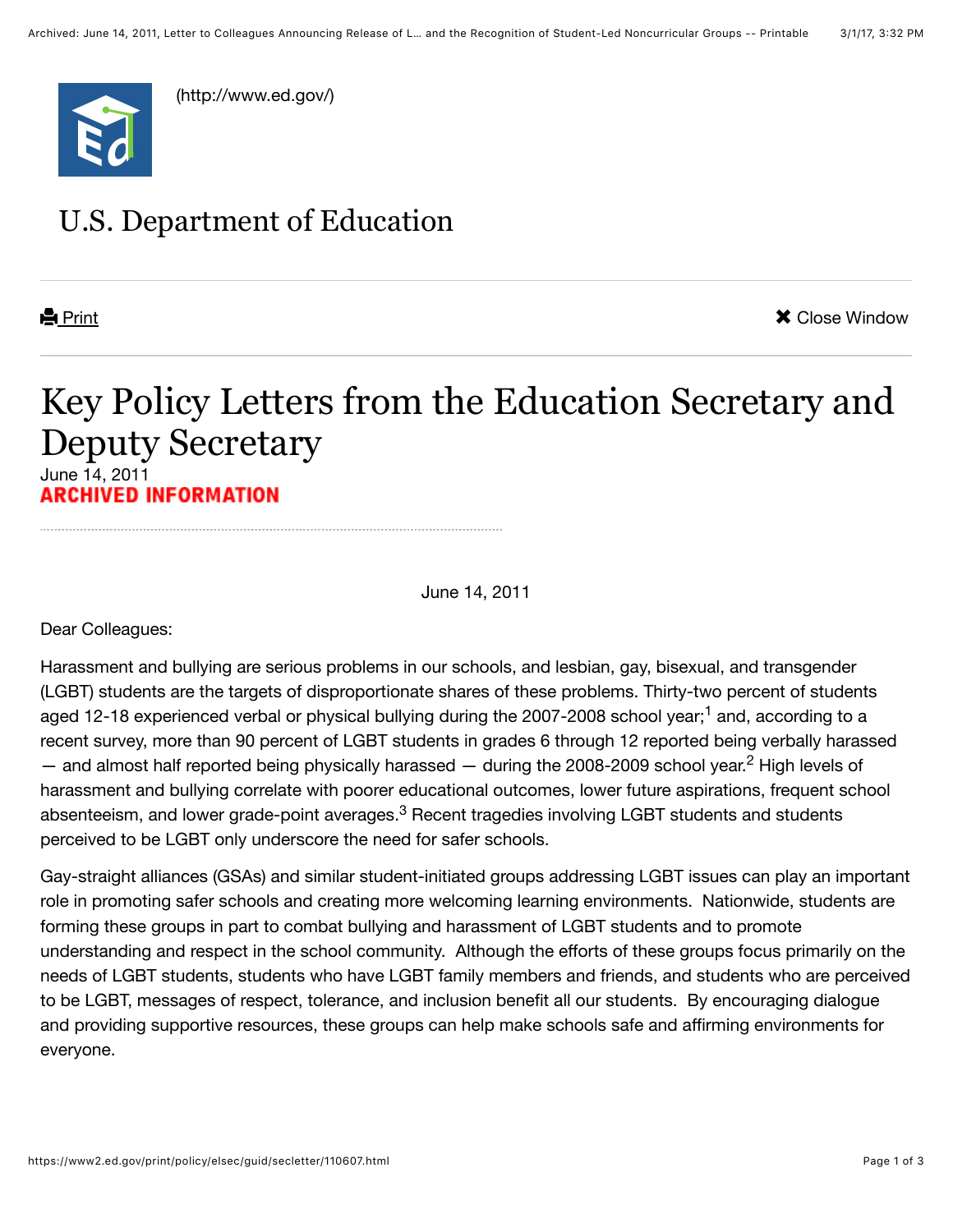(http://www.ed.gov/)

U.S. Department of Education

Print

Close Window

# Key Policy Letters from the Education Secretary and Deputy Secretary

June 14, 2011

**ARCHIVED INFORMATION**

June 14, 2011

Dear Colleagues:

Harassment and bullying are serious problems in our schools, and lesbian, gay, bisexual, and transgender (LGBT) students are the targets of disproportionate shares of these problems. Thirty-two percent of students aged 12-18 experienced verbal or physical bullying during the 2007-2008 school year;[1] and, according to a recent survey, more than 90 percent of LGBT students in grades 6 through 12 reported being verbally harassed — and almost half reported being physically harassed — during the 2008-2009 school year.[2] High levels of harassment and bullying correlate with poorer educational outcomes, lower future aspirations, frequent school absenteeism, and lower grade-point averages.[3] Recent tragedies involving LGBT students and students perceived to be LGBT only underscore the need for safer schools.

Gay-straight alliances (GSAs) and similar student-initiated groups addressing LGBT issues can play an important role in promoting safer schools and creating more welcoming learning environments. Nationwide, students are forming these groups in part to combat bullying and harassment of LGBT students and to promote understanding and respect in the school community. Although the efforts of these groups focus primarily on the needs of LGBT students, students who have LGBT family members and friends, and students who are perceived to be LGBT, messages of respect, tolerance, and inclusion benefit all our students. By encouraging dialogue and providing supportive resources, these groups can help make schools safe and affirming environments for everyone.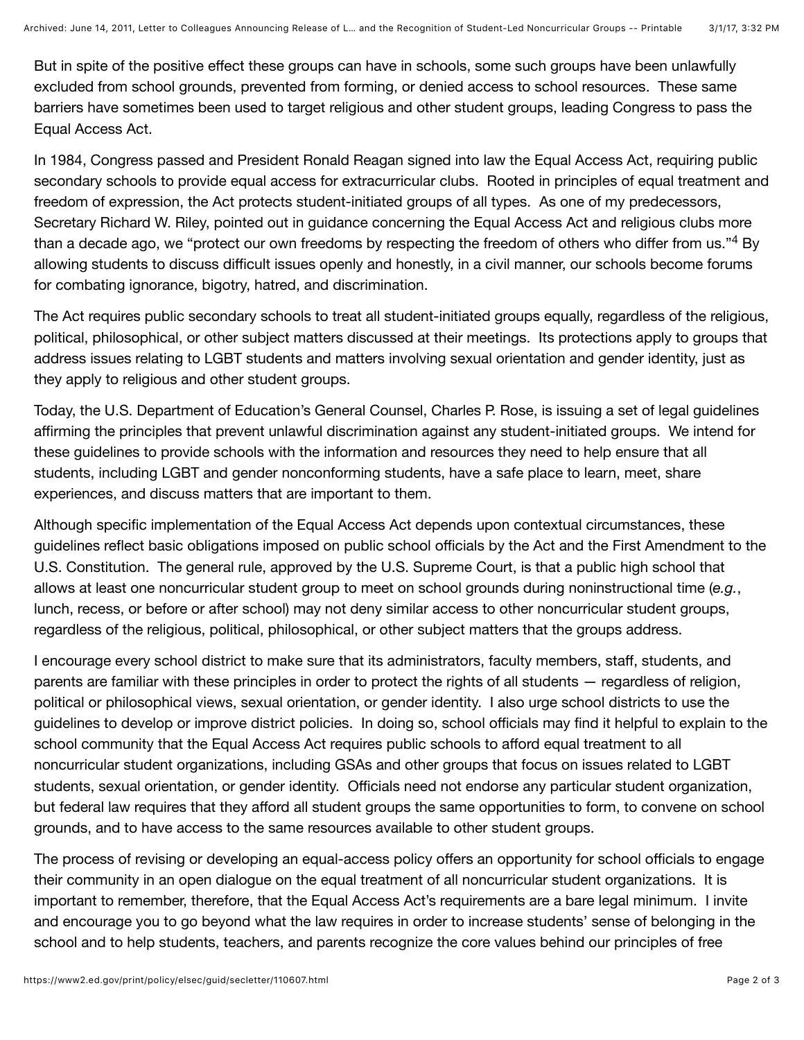But in spite of the positive effect these groups can have in schools, some such groups have been unlawfully excluded from school grounds, prevented from forming, or denied access to school resources. These same barriers have sometimes been used to target religious and other student groups, leading Congress to pass the Equal Access Act.

In 1984, Congress passed and President Ronald Reagan signed into law the Equal Access Act, requiring public secondary schools to provide equal access for extracurricular clubs. Rooted in principles of equal treatment and freedom of expression, the Act protects student-initiated groups of all types. As one of my predecessors, Secretary Richard W. Riley, pointed out in guidance concerning the Equal Access Act and religious clubs more than a decade ago, we "protect our own freedoms by respecting the freedom of others who differ from us."[4] By allowing students to discuss difficult issues openly and honestly, in a civil manner, our schools become forums for combating ignorance, bigotry, hatred, and discrimination.

The Act requires public secondary schools to treat all student-initiated groups equally, regardless of the religious, political, philosophical, or other subject matters discussed at their meetings. Its protections apply to groups that address issues relating to LGBT students and matters involving sexual orientation and gender identity, just as they apply to religious and other student groups.

Today, the U.S. Department of Education's General Counsel, Charles P. Rose, is issuing a set of legal guidelines affirming the principles that prevent unlawful discrimination against any student-initiated groups. We intend for these guidelines to provide schools with the information and resources they need to help ensure that all students, including LGBT and gender nonconforming students, have a safe place to learn, meet, share experiences, and discuss matters that are important to them.

Although specific implementation of the Equal Access Act depends upon contextual circumstances, these guidelines reflect basic obligations imposed on public school officials by the Act and the First Amendment to the U.S. Constitution. The general rule, approved by the U.S. Supreme Court, is that a public high school that allows at least one noncurricular student group to meet on school grounds during noninstructional time (*e.g.*, lunch, recess, or before or after school) may not deny similar access to other noncurricular student groups, regardless of the religious, political, philosophical, or other subject matters that the groups address.

I encourage every school district to make sure that its administrators, faculty members, staff, students, and parents are familiar with these principles in order to protect the rights of all students — regardless of religion, political or philosophical views, sexual orientation, or gender identity. I also urge school districts to use the guidelines to develop or improve district policies. In doing so, school officials may find it helpful to explain to the school community that the Equal Access Act requires public schools to afford equal treatment to all noncurricular student organizations, including GSAs and other groups that focus on issues related to LGBT students, sexual orientation, or gender identity. Officials need not endorse any particular student organization, but federal law requires that they afford all student groups the same opportunities to form, to convene on school grounds, and to have access to the same resources available to other student groups.

The process of revising or developing an equal-access policy offers an opportunity for school officials to engage their community in an open dialogue on the equal treatment of all noncurricular student organizations. It is important to remember, therefore, that the Equal Access Act's requirements are a bare legal minimum. I invite and encourage you to go beyond what the law requires in order to increase students' sense of belonging in the school and to help students, teachers, and parents recognize the core values behind our principles of free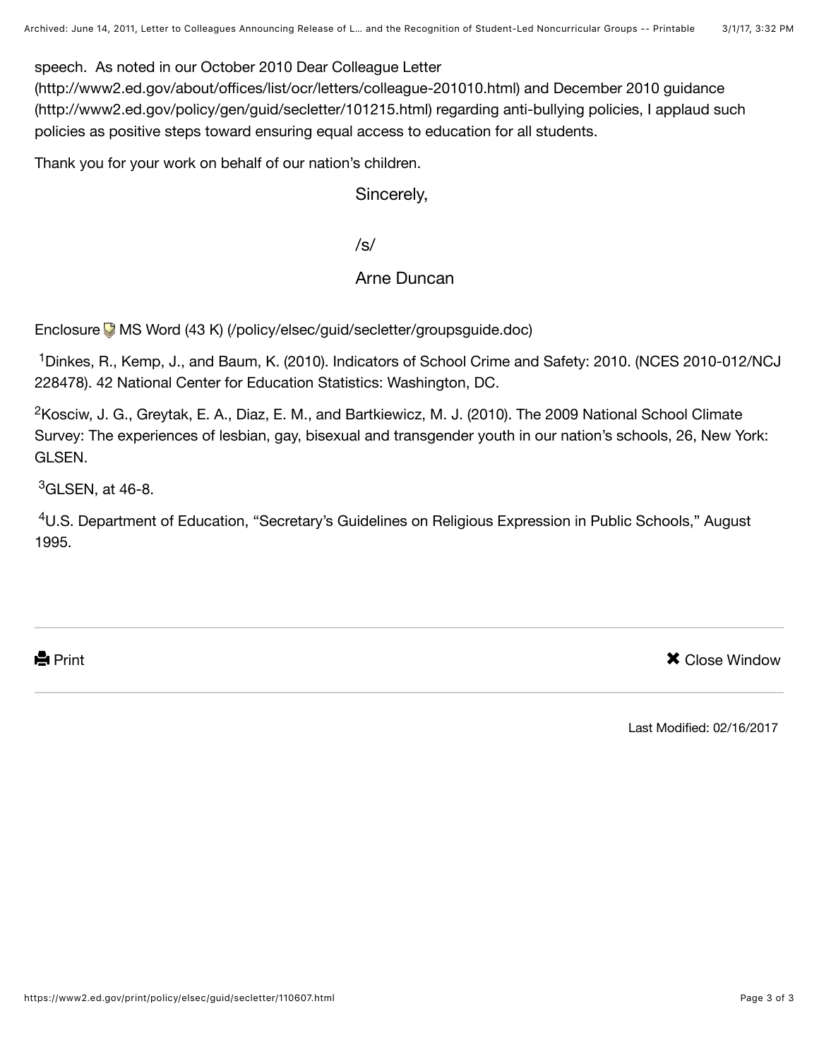speech. As noted in our October 2010 Dear Colleague Letter (http://www2.ed.gov/about/offices/list/ocr/letters/colleague-201010.html) and December 2010 guidance (http://www2.ed.gov/policy/gen/guid/secletter/101215.html) regarding anti-bullying policies, I applaud such policies as positive steps toward ensuring equal access to education for all students.

Thank you for your work on behalf of our nation's children.

Sincerely,

/s/

Arne Duncan

Enclosure MS Word (43 K) (/policy/elsec/guid/secletter/groupsguide.doc)

[1]Dinkes, R., Kemp, J., and Baum, K. (2010). Indicators of School Crime and Safety: 2010. (NCES 2010-012/NCJ 228478). 42 National Center for Education Statistics: Washington, DC.

[2]Kosciw, J. G., Greytak, E. A., Diaz, E. M., and Bartkiewicz, M. J. (2010). The 2009 National School Climate Survey: The experiences of lesbian, gay, bisexual and transgender youth in our nation's schools, 26, New York: GLSEN.

[3]GLSEN, at 46-8.

[4]U.S. Department of Education, "Secretary's Guidelines on Religious Expression in Public Schools," August 1995.

Print

✖ Close Window

Last Modified: 02/16/2017